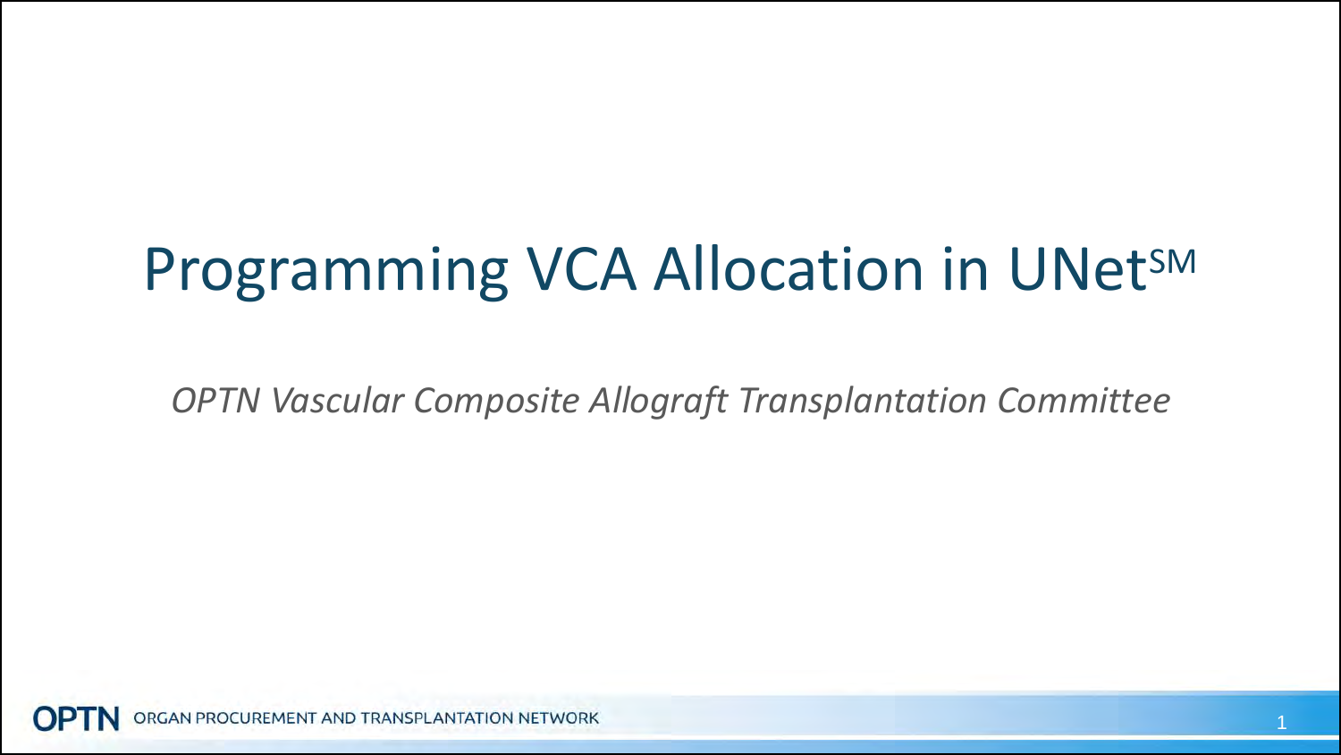# Programming VCA Allocation in UNet℠

*OPTN Vascular Composite Allograft Transplantation Committee*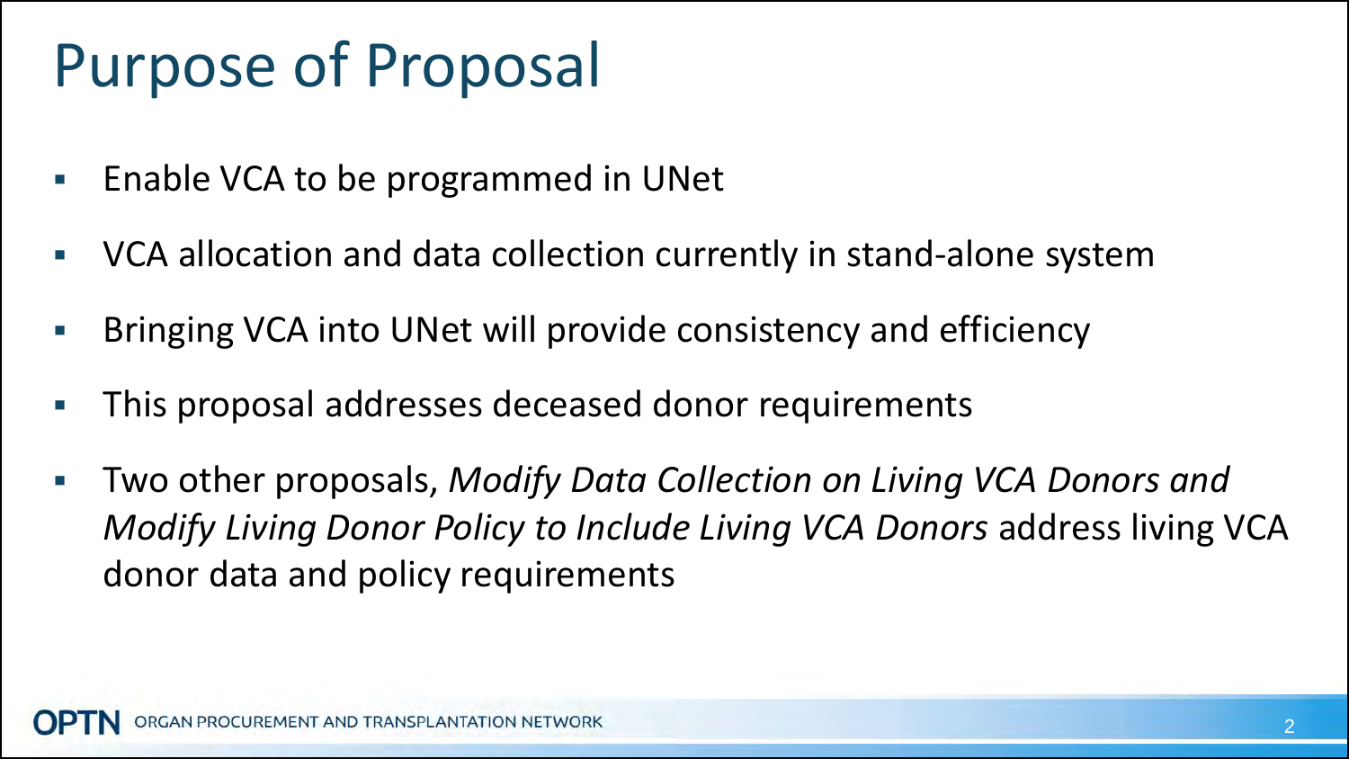# Purpose of Proposal

- Enable VCA to be programmed in UNet
- VCA allocation and data collection currently in stand-alone system
- Bringing VCA into UNet will provide consistency and efficiency
- This proposal addresses deceased donor requirements
- Two other proposals, *Modify Data Collection on Living VCA Donors and Modify Living Donor Policy to Include Living VCA Donors* address living VCA donor data and policy requirements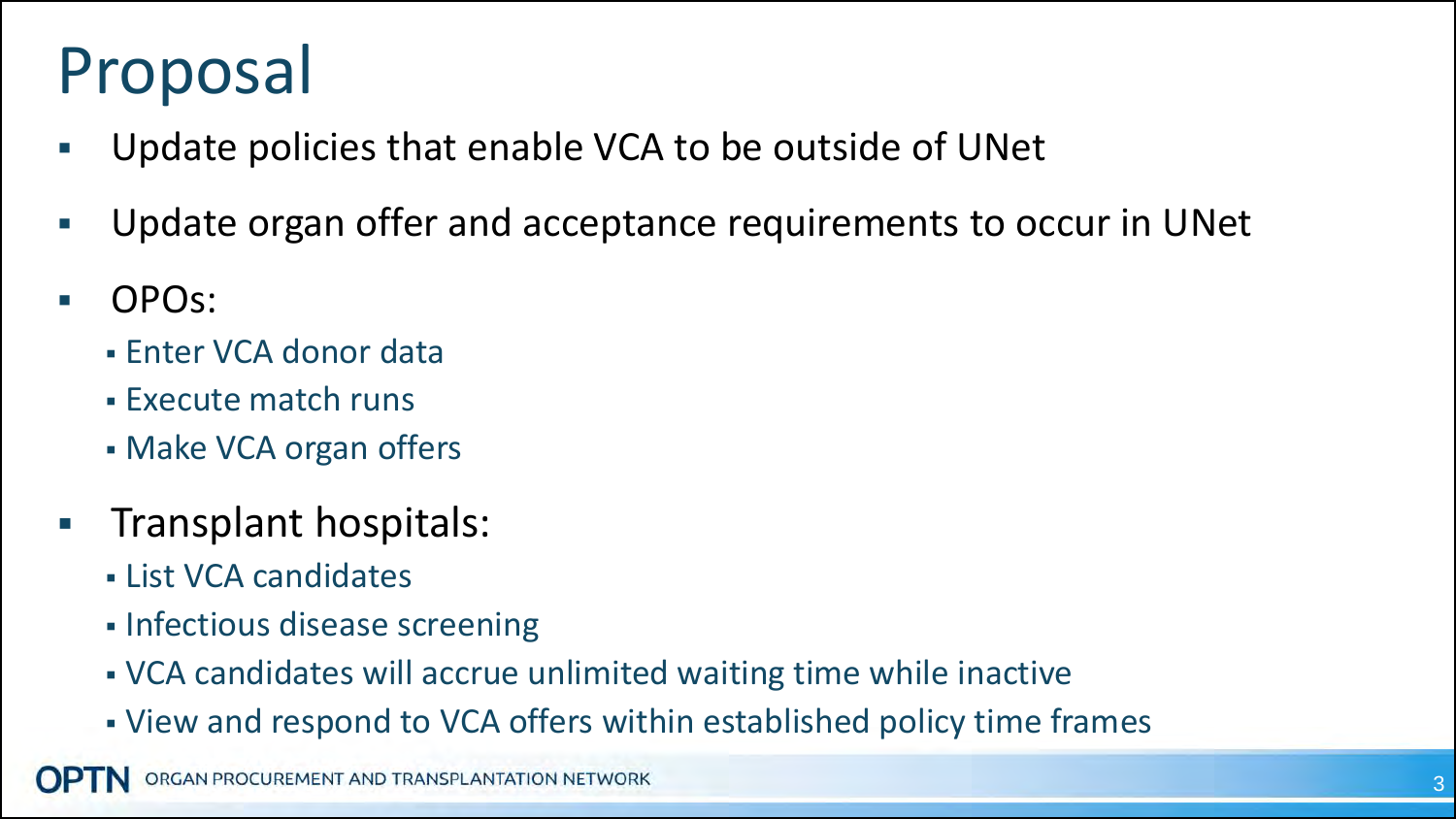# Proposal

- Update policies that enable VCA to be outside of UNet
- Update organ offer and acceptance requirements to occur in UNet
- OPOs:
  - Enter VCA donor data
  - Execute match runs
  - Make VCA organ offers
- Transplant hospitals:
  - List VCA candidates
  - Infectious disease screening
  - VCA candidates will accrue unlimited waiting time while inactive
  - View and respond to VCA offers within established policy time frames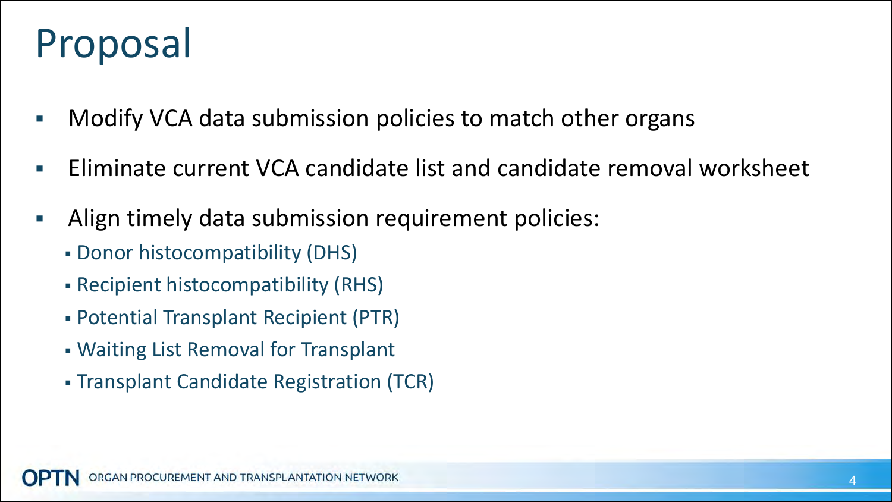# Proposal

- Modify VCA data submission policies to match other organs
- Eliminate current VCA candidate list and candidate removal worksheet
- Align timely data submission requirement policies:
  - Donor histocompatibility (DHS)
  - Recipient histocompatibility (RHS)
  - Potential Transplant Recipient (PTR)
  - Waiting List Removal for Transplant
  - Transplant Candidate Registration (TCR)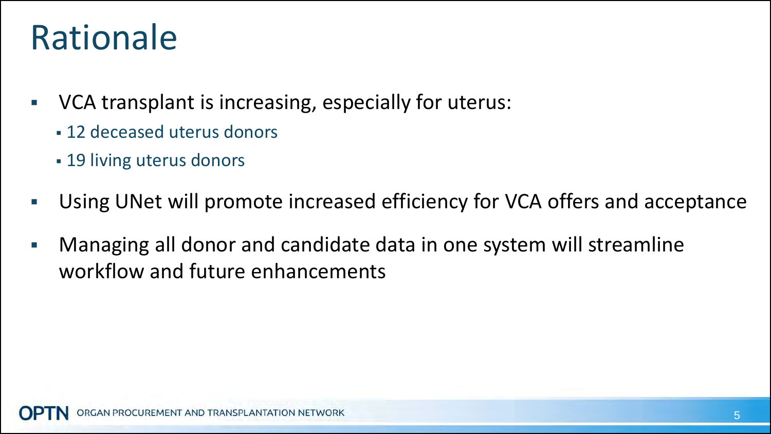# Rationale

- VCA transplant is increasing, especially for uterus:
  - 12 deceased uterus donors
  - 19 living uterus donors
- Using UNet will promote increased efficiency for VCA offers and acceptance
- Managing all donor and candidate data in one system will streamline workflow and future enhancements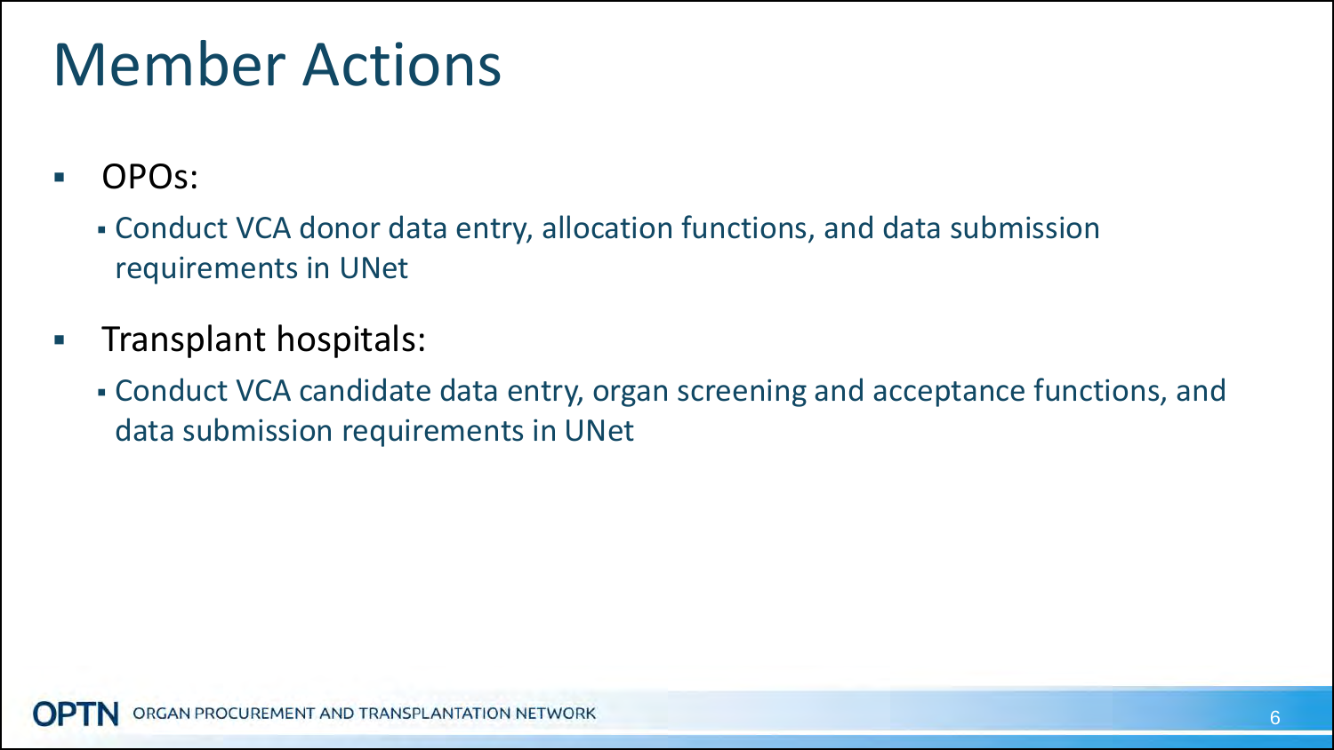# Member Actions

- OPOs:
  - Conduct VCA donor data entry, allocation functions, and data submission requirements in UNet
- Transplant hospitals:
  - Conduct VCA candidate data entry, organ screening and acceptance functions, and data submission requirements in UNet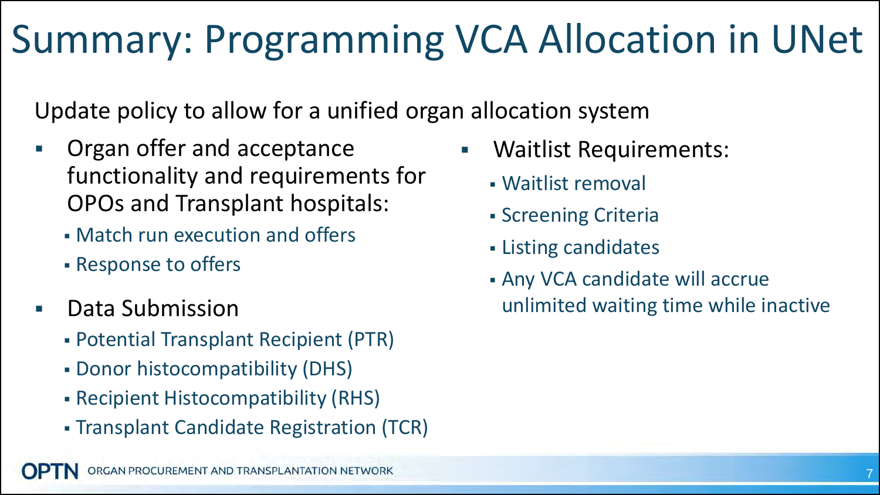# Summary: Programming VCA Allocation in UNet

Update policy to allow for a unified organ allocation system

- Organ offer and acceptance functionality and requirements for OPOs and Transplant hospitals:
  - Match run execution and offers
  - Response to offers
- Data Submission
  - Potential Transplant Recipient (PTR)
  - Donor histocompatibility (DHS)
  - Recipient Histocompatibility (RHS)
  - Transplant Candidate Registration (TCR)
- Waitlist Requirements:
  - Waitlist removal
  - Screening Criteria
  - Listing candidates
  - Any VCA candidate will accrue unlimited waiting time while inactive